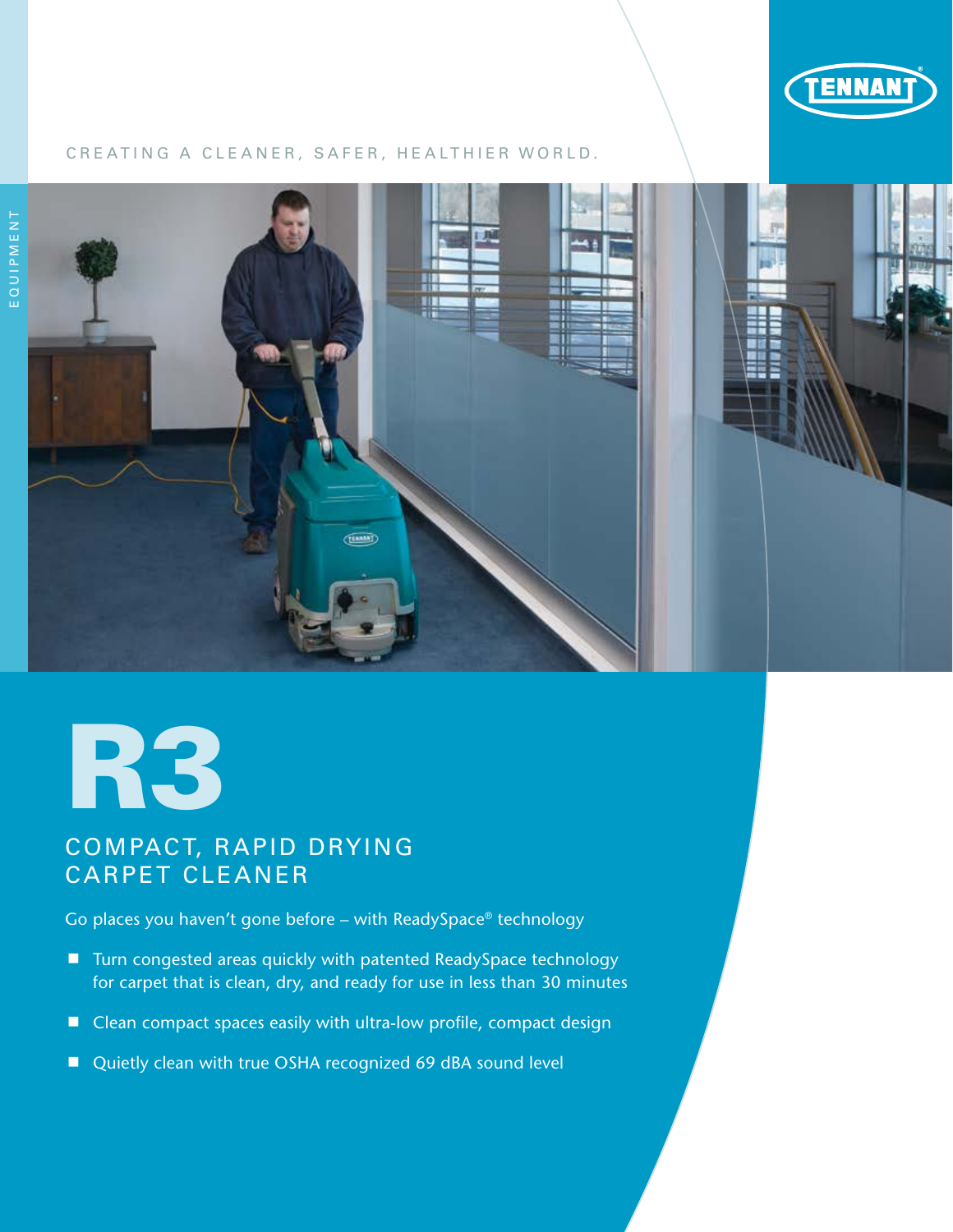TENNANT®

CREATING A CLEANER, SAFER, HEALTHIER WORLD.

EQUIPMENT

# R3

## COMPACT, RAPID DRYING CARPET CLEANER

Go places you haven't gone before – with ReadySpace® technology

- Turn congested areas quickly with patented ReadySpace technology for carpet that is clean, dry, and ready for use in less than 30 minutes
- Clean compact spaces easily with ultra-low profile, compact design
- Quietly clean with true OSHA recognized 69 dBA sound level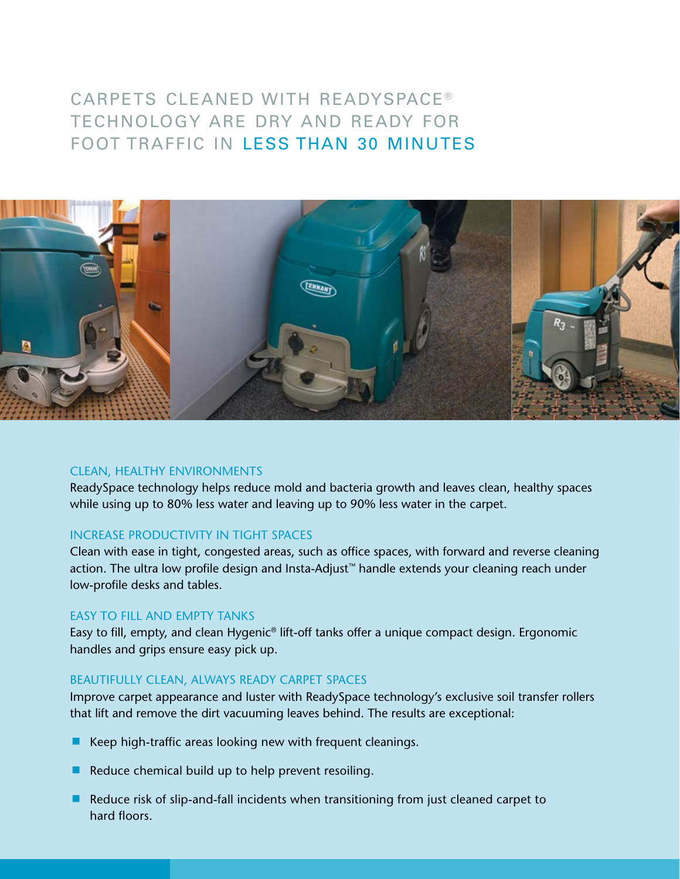# CARPETS CLEANED WITH READYSPACE® TECHNOLOGY ARE DRY AND READY FOR FOOT TRAFFIC IN LESS THAN 30 MINUTES

## CLEAN, HEALTHY ENVIRONMENTS

ReadySpace technology helps reduce mold and bacteria growth and leaves clean, healthy spaces while using up to 80% less water and leaving up to 90% less water in the carpet.

## INCREASE PRODUCTIVITY IN TIGHT SPACES

Clean with ease in tight, congested areas, such as office spaces, with forward and reverse cleaning action. The ultra low profile design and Insta-Adjust™ handle extends your cleaning reach under low-profile desks and tables.

## EASY TO FILL AND EMPTY TANKS

Easy to fill, empty, and clean Hygenic® lift-off tanks offer a unique compact design. Ergonomic handles and grips ensure easy pick up.

## BEAUTIFULLY CLEAN, ALWAYS READY CARPET SPACES

Improve carpet appearance and luster with ReadySpace technology's exclusive soil transfer rollers that lift and remove the dirt vacuuming leaves behind. The results are exceptional:

- Keep high-traffic areas looking new with frequent cleanings.
- Reduce chemical build up to help prevent resoiling.
- Reduce risk of slip-and-fall incidents when transitioning from just cleaned carpet to hard floors.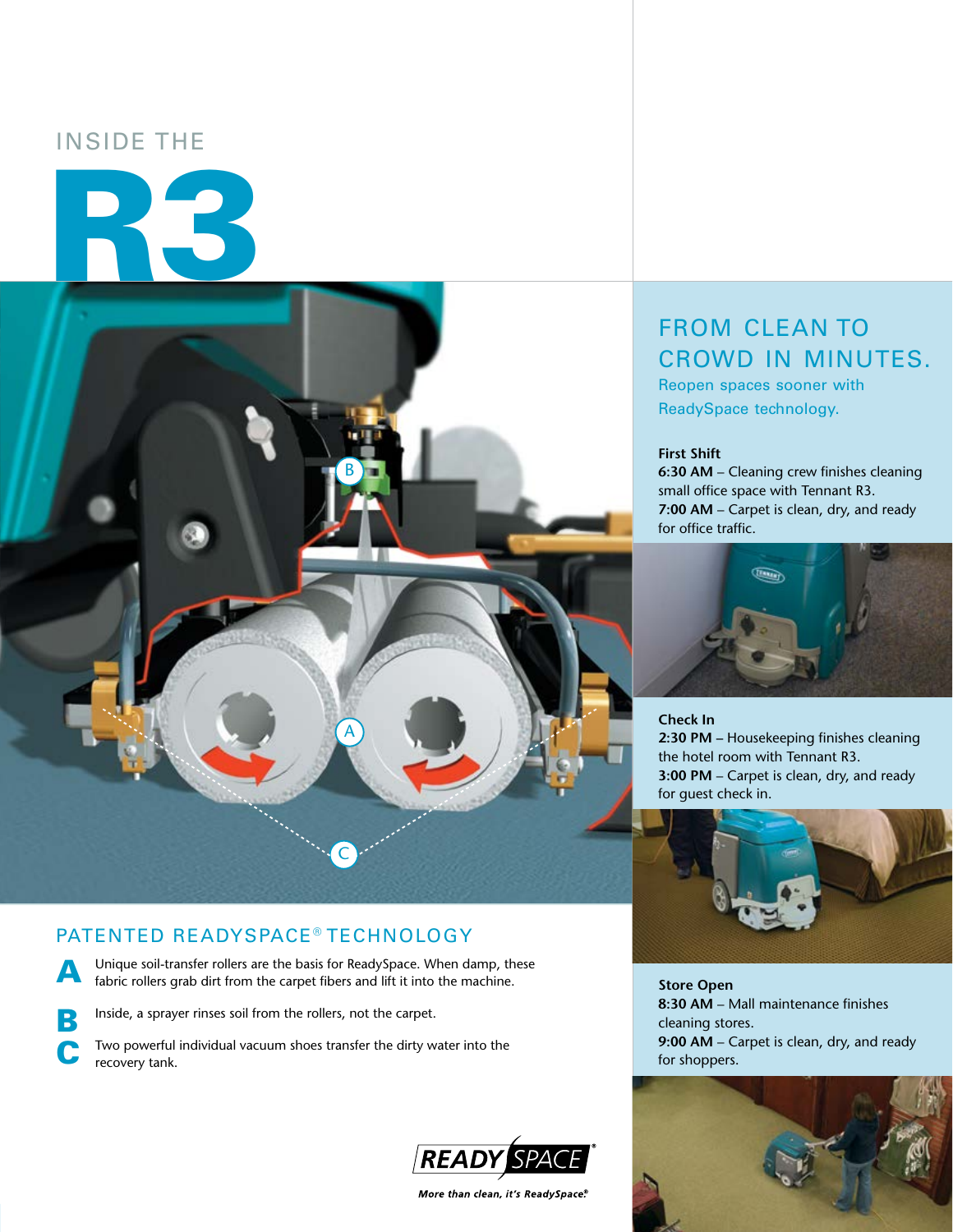# INSIDE THE R3

## PATENTED READYSPACE® TECHNOLOGY

**A** Unique soil-transfer rollers are the basis for ReadySpace. When damp, these fabric rollers grab dirt from the carpet fibers and lift it into the machine.

**B** Inside, a sprayer rinses soil from the rollers, not the carpet.

**C** Two powerful individual vacuum shoes transfer the dirty water into the recovery tank.

READY SPACE®

*More than clean, it's ReadySpace®*

## FROM CLEAN TO CROWD IN MINUTES.

Reopen spaces sooner with ReadySpace technology.

**First Shift**
**6:30 AM** – Cleaning crew finishes cleaning small office space with Tennant R3.
**7:00 AM** – Carpet is clean, dry, and ready for office traffic.

**Check In**
**2:30 PM** – Housekeeping finishes cleaning the hotel room with Tennant R3.
**3:00 PM** – Carpet is clean, dry, and ready for guest check in.

**Store Open**
**8:30 AM** – Mall maintenance finishes cleaning stores.
**9:00 AM** – Carpet is clean, dry, and ready for shoppers.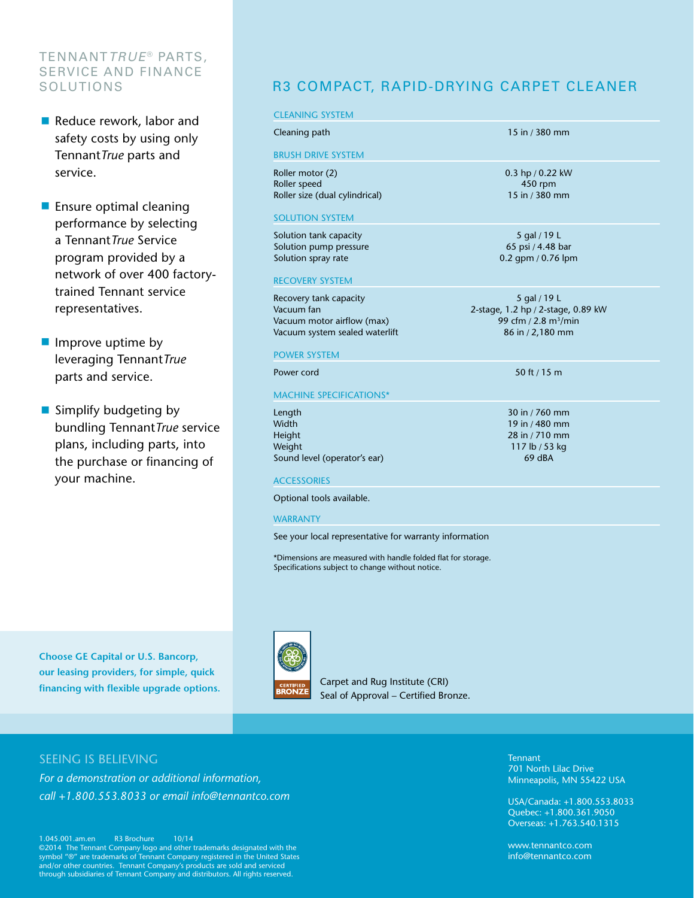## TENNANT*TRUE*® PARTS, SERVICE AND FINANCE SOLUTIONS

- Reduce rework, labor and safety costs by using only Tennant*True* parts and service.
- Ensure optimal cleaning performance by selecting a Tennant*True* Service program provided by a network of over 400 factory-trained Tennant service representatives.
- Improve uptime by leveraging Tennant*True* parts and service.
- Simplify budgeting by bundling Tennant*True* service plans, including parts, into the purchase or financing of your machine.

**Choose GE Capital or U.S. Bancorp, our leasing providers, for simple, quick financing with flexible upgrade options.**

## R3 COMPACT, RAPID-DRYING CARPET CLEANER

### CLEANING SYSTEM

| | |
|---|---|
| Cleaning path | 15 in / 380 mm |

### BRUSH DRIVE SYSTEM

| | |
|---|---|
| Roller motor (2) | 0.3 hp / 0.22 kW |
| Roller speed | 450 rpm |
| Roller size (dual cylindrical) | 15 in / 380 mm |

### SOLUTION SYSTEM

| | |
|---|---|
| Solution tank capacity | 5 gal / 19 L |
| Solution pump pressure | 65 psi / 4.48 bar |
| Solution spray rate | 0.2 gpm / 0.76 lpm |

### RECOVERY SYSTEM

| | |
|---|---|
| Recovery tank capacity | 5 gal / 19 L |
| Vacuum fan | 2-stage, 1.2 hp / 2-stage, 0.89 kW |
| Vacuum motor airflow (max) | 99 cfm / 2.8 m³/min |
| Vacuum system sealed waterlift | 86 in / 2,180 mm |

### POWER SYSTEM

| | |
|---|---|
| Power cord | 50 ft / 15 m |

### MACHINE SPECIFICATIONS*

| | |
|---|---|
| Length | 30 in / 760 mm |
| Width | 19 in / 480 mm |
| Height | 28 in / 710 mm |
| Weight | 117 lb / 53 kg |
| Sound level (operator's ear) | 69 dBA |

### ACCESSORIES

Optional tools available.

### WARRANTY

See your local representative for warranty information

*Dimensions are measured with handle folded flat for storage.
Specifications subject to change without notice.

CERTIFIED BRONZE

Carpet and Rug Institute (CRI)
Seal of Approval – Certified Bronze.

## SEEING IS BELIEVING

*For a demonstration or additional information, call +1.800.553.8033 or email info@tennantco.com*

1.045.001.am.en R3 Brochure 10/14
©2014 The Tennant Company logo and other trademarks designated with the symbol "®" are trademarks of Tennant Company registered in the United States and/or other countries. Tennant Company's products are sold and serviced through subsidiaries of Tennant Company and distributors. All rights reserved.

Tennant
701 North Lilac Drive
Minneapolis, MN 55422 USA

USA/Canada: +1.800.553.8033
Quebec: +1.800.361.9050
Overseas: +1.763.540.1315

www.tennantco.com
info@tennantco.com